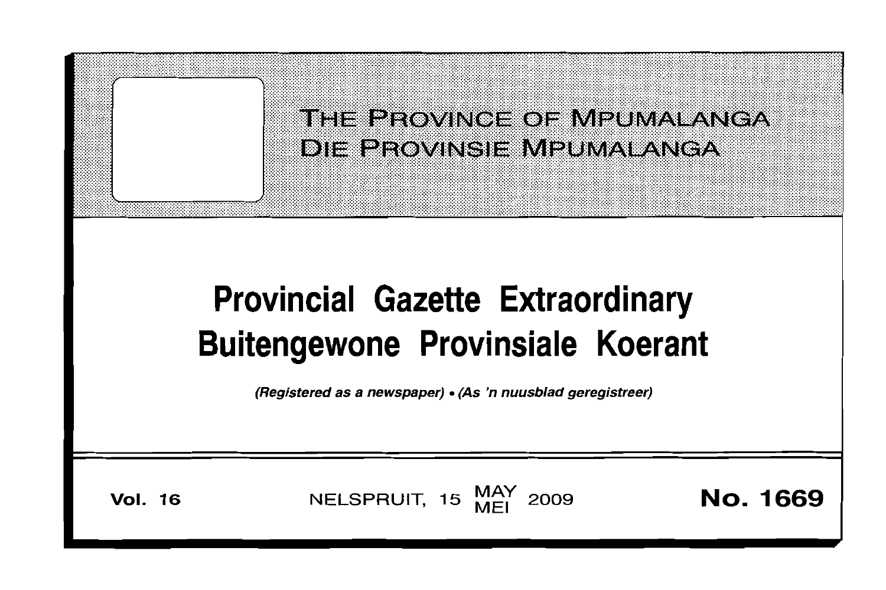# THE PROVINCE OF MPUMALANGA
# DIE PROVINSIE MPUMALANGA

# Provincial Gazette Extraordinary
# Buitengewone Provinsiale Koerant

*(Registered as a newspaper) • (As 'n nuusblad geregistreer)*

**Vol. 16** NELSPRUIT, 15 MAY MEI 2009 **No. 1669**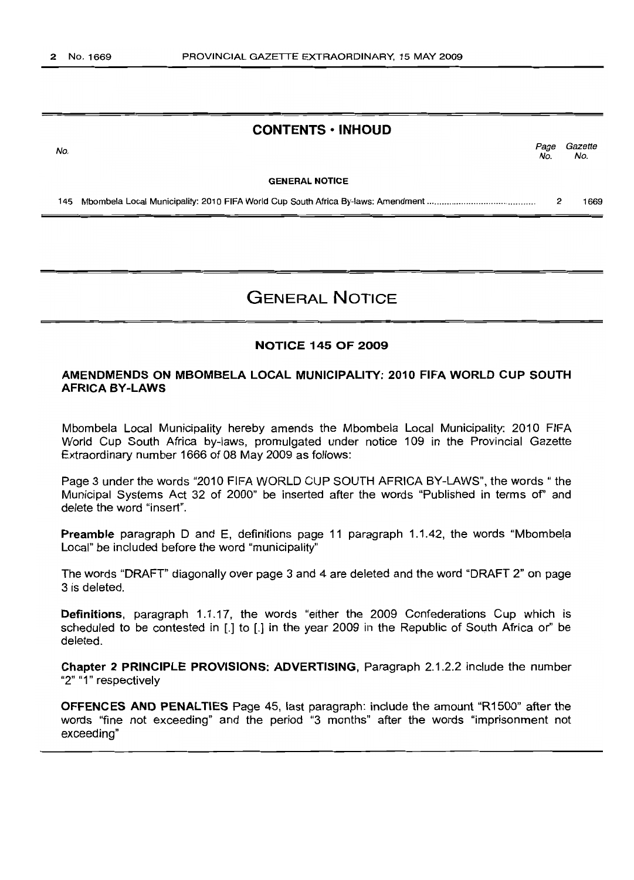## CONTENTS • INHOUD

| No. | | Page No. | Gazette No. |
|---|---|---|---|
| | **GENERAL NOTICE** | | |
| 145 | Mbombela Local Municipality: 2010 FIFA World Cup South Africa By-laws: Amendment | 2 | 1669 |

# GENERAL NOTICE

### NOTICE 145 OF 2009

### AMENDMENDS ON MBOMBELA LOCAL MUNICIPALITY: 2010 FIFA WORLD CUP SOUTH AFRICA BY-LAWS

Mbombela Local Municipality hereby amends the Mbombela Local Municipality: 2010 FIFA World Cup South Africa by-laws, promulgated under notice 109 in the Provincial Gazette Extraordinary number 1666 of 08 May 2009 as follows:

Page 3 under the words "2010 FIFA WORLD CUP SOUTH AFRICA BY-LAWS", the words " the Municipal Systems Act 32 of 2000" be inserted after the words "Published in terms of" and delete the word "insert".

**Preamble** paragraph D and E, definitions page 11 paragraph 1.1.42, the words "Mbombela Local" be included before the word "municipality"

The words "DRAFT" diagonally over page 3 and 4 are deleted and the word "DRAFT 2" on page 3 is deleted.

**Definitions**, paragraph 1.1.17, the words "either the 2009 Confederations Cup which is scheduled to be contested in [.] to [.] in the year 2009 in the Republic of South Africa or" be deleted.

**Chapter 2 PRINCIPLE PROVISIONS: ADVERTISING**, Paragraph 2.1.2.2 include the number "2" "1" respectively

**OFFENCES AND PENALTIES** Page 45, last paragraph: include the amount "R1500" after the words "fine not exceeding" and the period "3 months" after the words "imprisonment not exceeding"